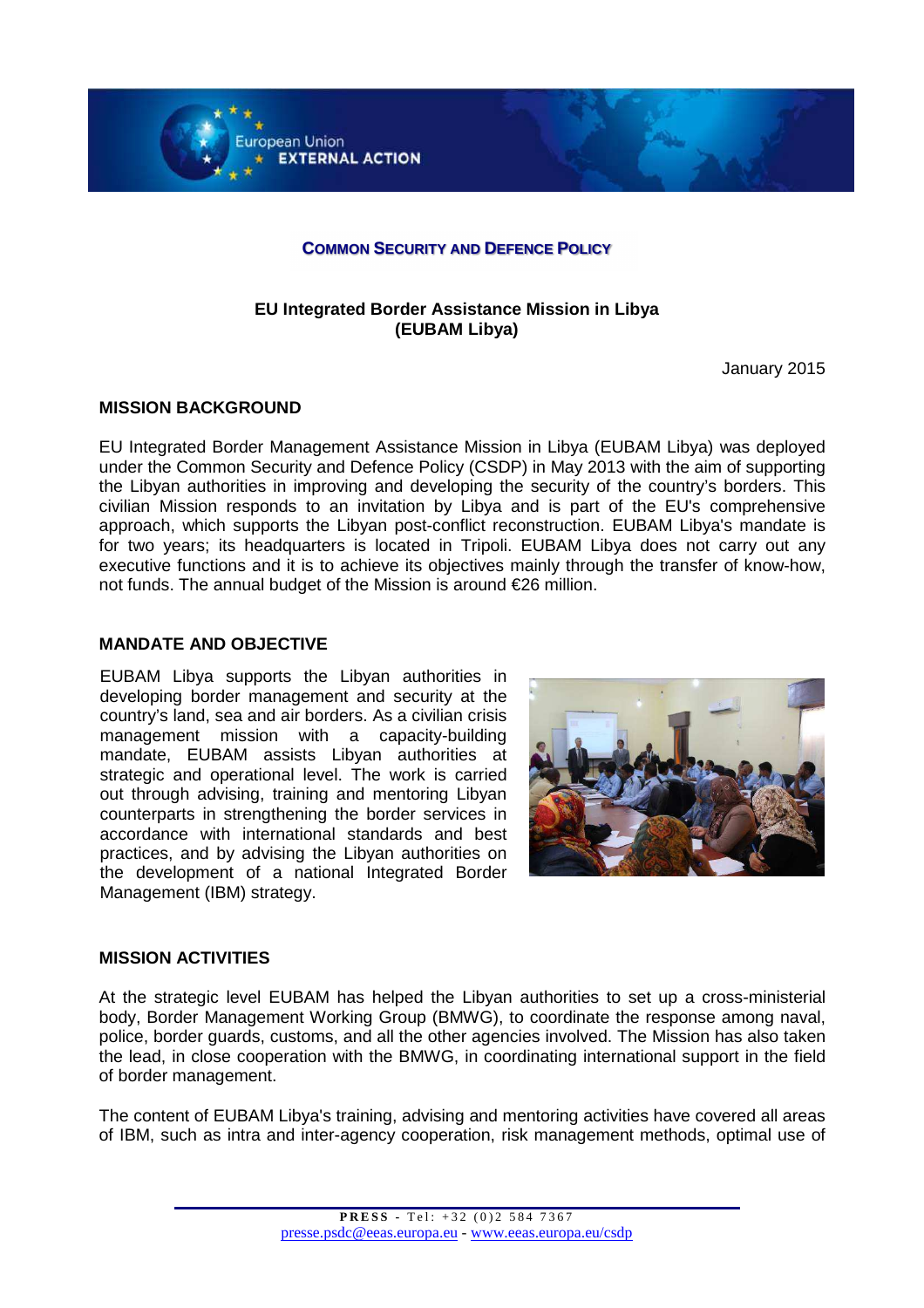European Union EXTERNAL ACTION

**COMMON SECURITY AND DEFENCE POLICY**

# EU Integrated Border Assistance Mission in Libya (EUBAM Libya)

January 2015

## MISSION BACKGROUND

EU Integrated Border Management Assistance Mission in Libya (EUBAM Libya) was deployed under the Common Security and Defence Policy (CSDP) in May 2013 with the aim of supporting the Libyan authorities in improving and developing the security of the country's borders. This civilian Mission responds to an invitation by Libya and is part of the EU's comprehensive approach, which supports the Libyan post-conflict reconstruction. EUBAM Libya's mandate is for two years; its headquarters is located in Tripoli. EUBAM Libya does not carry out any executive functions and it is to achieve its objectives mainly through the transfer of know-how, not funds. The annual budget of the Mission is around €26 million.

## MANDATE AND OBJECTIVE

EUBAM Libya supports the Libyan authorities in developing border management and security at the country's land, sea and air borders. As a civilian crisis management mission with a capacity-building mandate, EUBAM assists Libyan authorities at strategic and operational level. The work is carried out through advising, training and mentoring Libyan counterparts in strengthening the border services in accordance with international standards and best practices, and by advising the Libyan authorities on the development of a national Integrated Border Management (IBM) strategy.

## MISSION ACTIVITIES

At the strategic level EUBAM has helped the Libyan authorities to set up a cross-ministerial body, Border Management Working Group (BMWG), to coordinate the response among naval, police, border guards, customs, and all the other agencies involved. The Mission has also taken the lead, in close cooperation with the BMWG, in coordinating international support in the field of border management.

The content of EUBAM Libya's training, advising and mentoring activities have covered all areas of IBM, such as intra and inter-agency cooperation, risk management methods, optimal use of

**PRESS** - Tel: +32 (0)2 584 7367
presse.psdc@eeas.europa.eu - www.eeas.europa.eu/csdp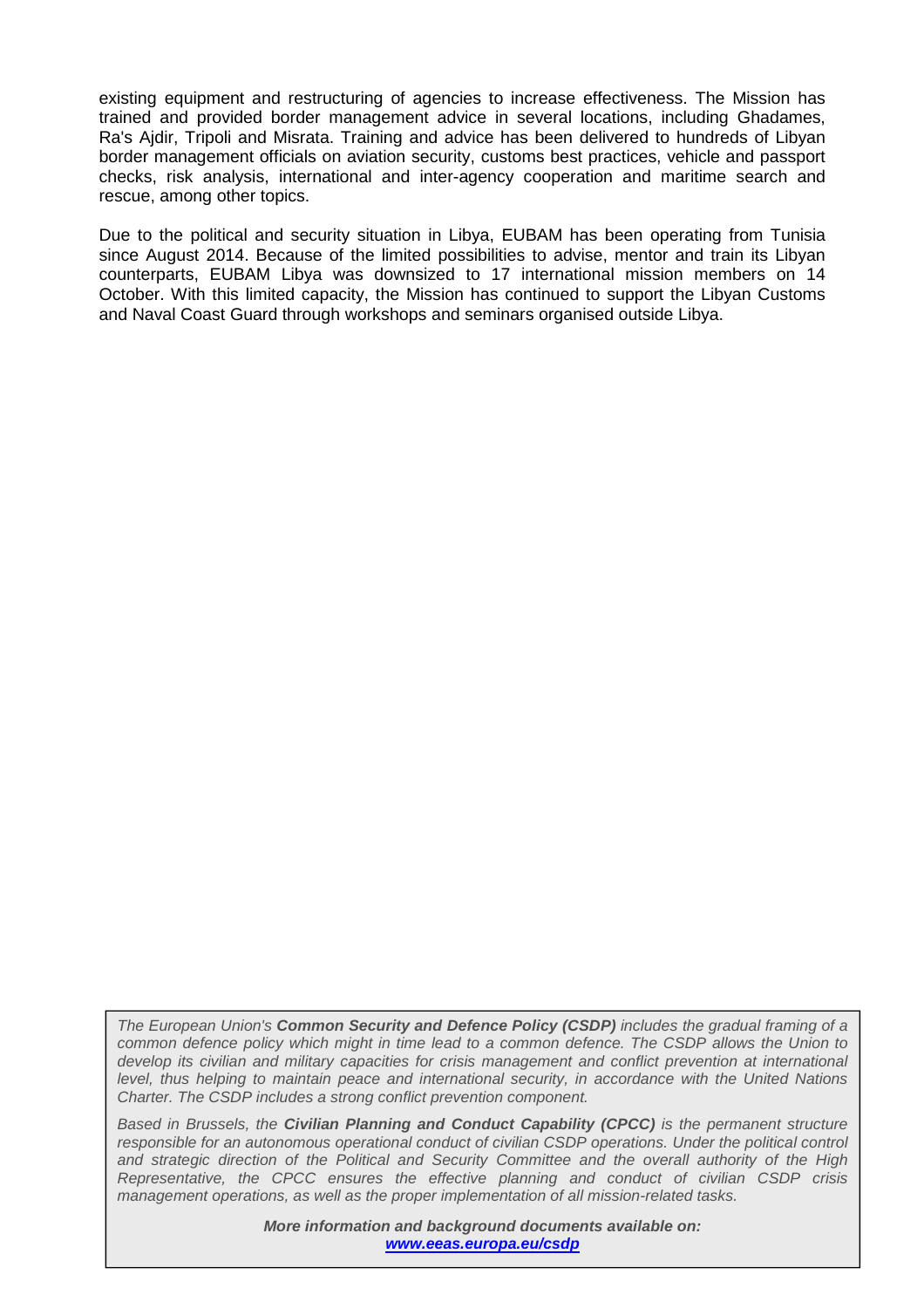existing equipment and restructuring of agencies to increase effectiveness. The Mission has trained and provided border management advice in several locations, including Ghadames, Ra's Ajdir, Tripoli and Misrata. Training and advice has been delivered to hundreds of Libyan border management officials on aviation security, customs best practices, vehicle and passport checks, risk analysis, international and inter-agency cooperation and maritime search and rescue, among other topics.

Due to the political and security situation in Libya, EUBAM has been operating from Tunisia since August 2014. Because of the limited possibilities to advise, mentor and train its Libyan counterparts, EUBAM Libya was downsized to 17 international mission members on 14 October. With this limited capacity, the Mission has continued to support the Libyan Customs and Naval Coast Guard through workshops and seminars organised outside Libya.

*The European Union's **Common Security and Defence Policy (CSDP)** includes the gradual framing of a common defence policy which might in time lead to a common defence. The CSDP allows the Union to develop its civilian and military capacities for crisis management and conflict prevention at international level, thus helping to maintain peace and international security, in accordance with the United Nations Charter. The CSDP includes a strong conflict prevention component.*

*Based in Brussels, the **Civilian Planning and Conduct Capability (CPCC)** is the permanent structure responsible for an autonomous operational conduct of civilian CSDP operations. Under the political control and strategic direction of the Political and Security Committee and the overall authority of the High Representative, the CPCC ensures the effective planning and conduct of civilian CSDP crisis management operations, as well as the proper implementation of all mission-related tasks.*

***More information and background documents available on:***
***[www.eeas.europa.eu/csdp](http://www.eeas.europa.eu/csdp)***